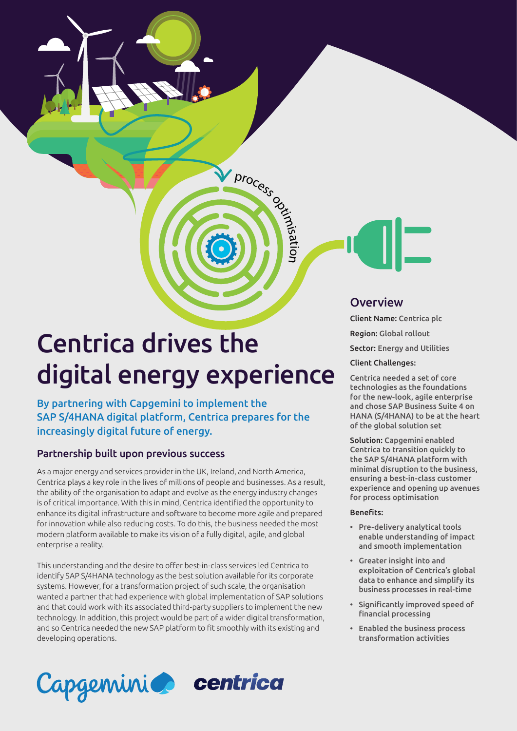# Centrica drives the digital energy experience

**By partnering with Capgemini to implement the SAP S/4HANA digital platform, Centrica prepares for the increasingly digital future of energy.**

## Partnership built upon previous success

As a major energy and services provider in the UK, Ireland, and North America, Centrica plays a key role in the lives of millions of people and businesses. As a result, the ability of the organisation to adapt and evolve as the energy industry changes is of critical importance. With this in mind, Centrica identified the opportunity to enhance its digital infrastructure and software to become more agile and prepared for innovation while also reducing costs. To do this, the business needed the most modern platform available to make its vision of a fully digital, agile, and global enterprise a reality.

This understanding and the desire to offer best-in-class services led Centrica to identify SAP S/4HANA technology as the best solution available for its corporate systems. However, for a transformation project of such scale, the organisation wanted a partner that had experience with global implementation of SAP solutions and that could work with its associated third-party suppliers to implement the new technology. In addition, this project would be part of a wider digital transformation, and so Centrica needed the new SAP platform to fit smoothly with its existing and developing operations.

## Overview

**Client Name:** Centrica plc

**Region:** Global rollout

**Sector:** Energy and Utilities

**Client Challenges:**

Centrica needed a set of core technologies as the foundations for the new-look, agile enterprise and chose SAP Business Suite 4 on HANA (S/4HANA) to be at the heart of the global solution set

**Solution:** Capgemini enabled Centrica to transition quickly to the SAP S/4HANA platform with minimal disruption to the business, ensuring a best-in-class customer experience and opening up avenues for process optimisation

**Benefits:**

- Pre-delivery analytical tools enable understanding of impact and smooth implementation
- Greater insight into and exploitation of Centrica's global data to enhance and simplify its business processes in real-time
- Significantly improved speed of financial processing
- Enabled the business process transformation activities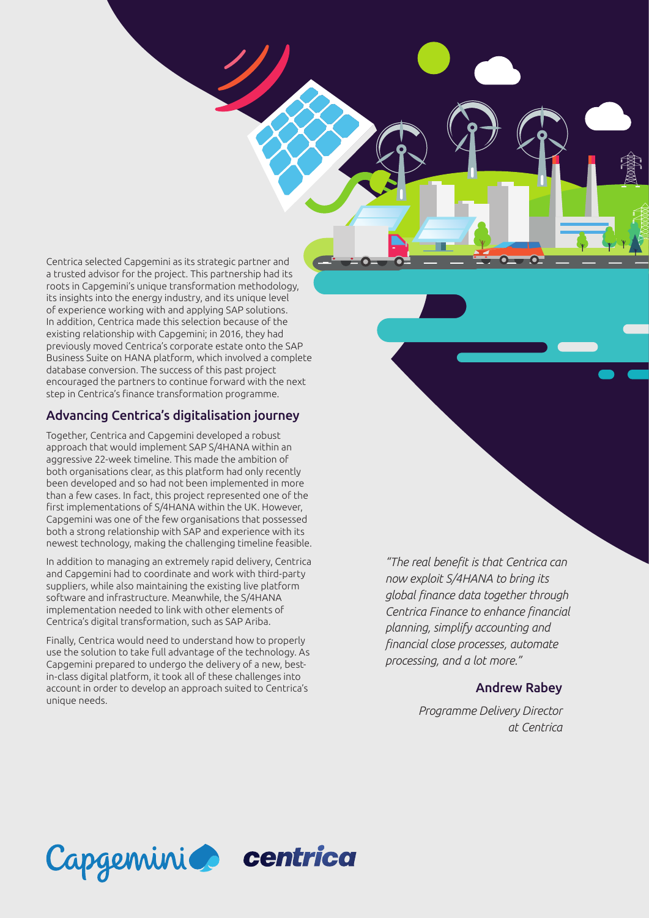Centrica selected Capgemini as its strategic partner and a trusted advisor for the project. This partnership had its roots in Capgemini's unique transformation methodology, its insights into the energy industry, and its unique level of experience working with and applying SAP solutions. In addition, Centrica made this selection because of the existing relationship with Capgemini; in 2016, they had previously moved Centrica's corporate estate onto the SAP Business Suite on HANA platform, which involved a complete database conversion. The success of this past project encouraged the partners to continue forward with the next step in Centrica's finance transformation programme.

## Advancing Centrica's digitalisation journey

Together, Centrica and Capgemini developed a robust approach that would implement SAP S/4HANA within an aggressive 22-week timeline. This made the ambition of both organisations clear, as this platform had only recently been developed and so had not been implemented in more than a few cases. In fact, this project represented one of the first implementations of S/4HANA within the UK. However, Capgemini was one of the few organisations that possessed both a strong relationship with SAP and experience with its newest technology, making the challenging timeline feasible.

In addition to managing an extremely rapid delivery, Centrica and Capgemini had to coordinate and work with third-party suppliers, while also maintaining the existing live platform software and infrastructure. Meanwhile, the S/4HANA implementation needed to link with other elements of Centrica's digital transformation, such as SAP Ariba.

Finally, Centrica would need to understand how to properly use the solution to take full advantage of the technology. As Capgemini prepared to undergo the delivery of a new, best-in-class digital platform, it took all of these challenges into account in order to develop an approach suited to Centrica's unique needs.

*"The real benefit is that Centrica can now exploit S/4HANA to bring its global finance data together through Centrica Finance to enhance financial planning, simplify accounting and financial close processes, automate processing, and a lot more."*

**Andrew Rabey**

*Programme Delivery Director at Centrica*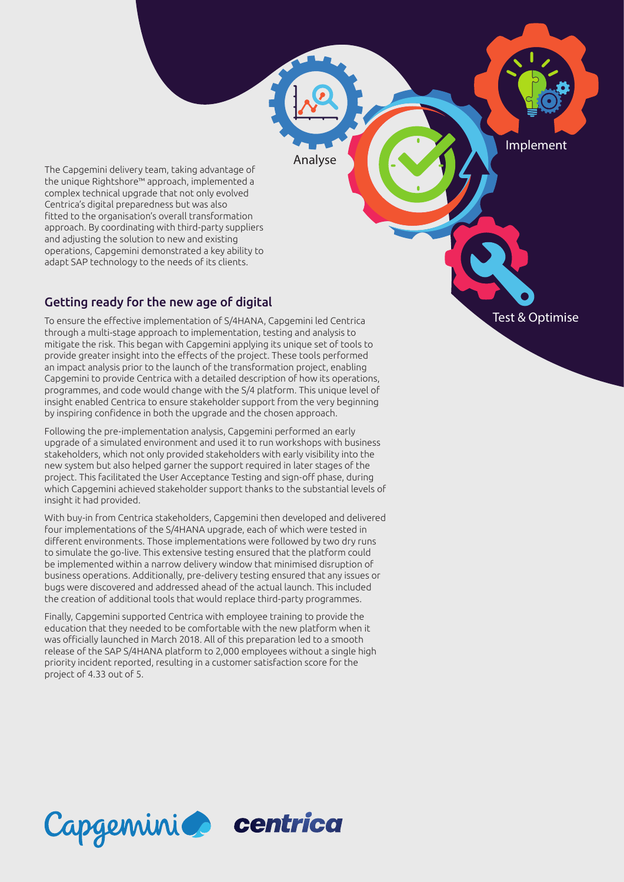The Capgemini delivery team, taking advantage of the unique Rightshore™ approach, implemented a complex technical upgrade that not only evolved Centrica's digital preparedness but was also fitted to the organisation's overall transformation approach. By coordinating with third-party suppliers and adjusting the solution to new and existing operations, Capgemini demonstrated a key ability to adapt SAP technology to the needs of its clients.

Analyse

Implement

Test & Optimise

## Getting ready for the new age of digital

To ensure the effective implementation of S/4HANA, Capgemini led Centrica through a multi-stage approach to implementation, testing and analysis to mitigate the risk. This began with Capgemini applying its unique set of tools to provide greater insight into the effects of the project. These tools performed an impact analysis prior to the launch of the transformation project, enabling Capgemini to provide Centrica with a detailed description of how its operations, programmes, and code would change with the S/4 platform. This unique level of insight enabled Centrica to ensure stakeholder support from the very beginning by inspiring confidence in both the upgrade and the chosen approach.

Following the pre-implementation analysis, Capgemini performed an early upgrade of a simulated environment and used it to run workshops with business stakeholders, which not only provided stakeholders with early visibility into the new system but also helped garner the support required in later stages of the project. This facilitated the User Acceptance Testing and sign-off phase, during which Capgemini achieved stakeholder support thanks to the substantial levels of insight it had provided.

With buy-in from Centrica stakeholders, Capgemini then developed and delivered four implementations of the S/4HANA upgrade, each of which were tested in different environments. Those implementations were followed by two dry runs to simulate the go-live. This extensive testing ensured that the platform could be implemented within a narrow delivery window that minimised disruption of business operations. Additionally, pre-delivery testing ensured that any issues or bugs were discovered and addressed ahead of the actual launch. This included the creation of additional tools that would replace third-party programmes.

Finally, Capgemini supported Centrica with employee training to provide the education that they needed to be comfortable with the new platform when it was officially launched in March 2018. All of this preparation led to a smooth release of the SAP S/4HANA platform to 2,000 employees without a single high priority incident reported, resulting in a customer satisfaction score for the project of 4.33 out of 5.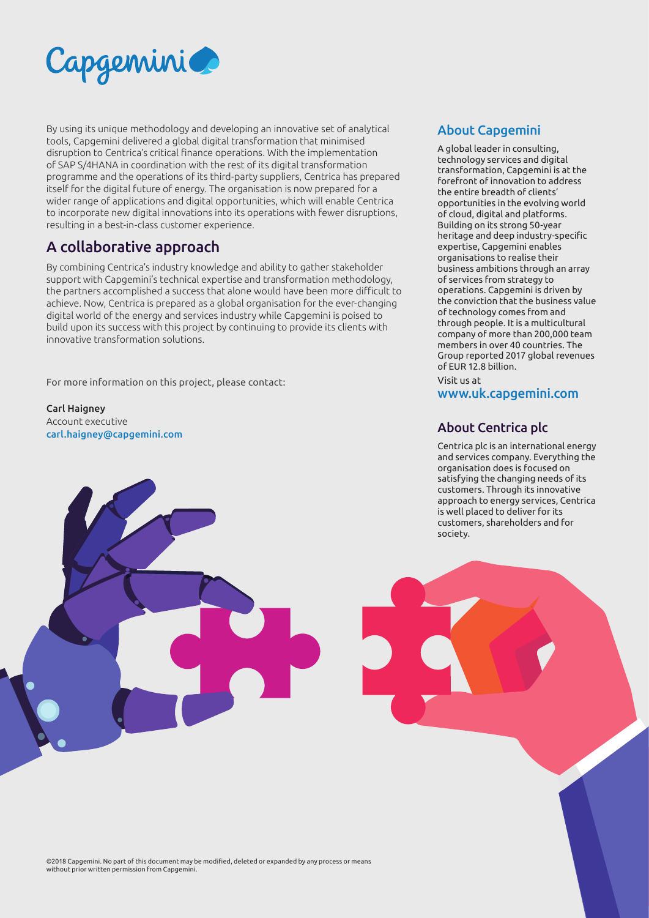By using its unique methodology and developing an innovative set of analytical tools, Capgemini delivered a global digital transformation that minimised disruption to Centrica's critical finance operations. With the implementation of SAP S/4HANA in coordination with the rest of its digital transformation programme and the operations of its third-party suppliers, Centrica has prepared itself for the digital future of energy. The organisation is now prepared for a wider range of applications and digital opportunities, which will enable Centrica to incorporate new digital innovations into its operations with fewer disruptions, resulting in a best-in-class customer experience.

## A collaborative approach

By combining Centrica's industry knowledge and ability to gather stakeholder support with Capgemini's technical expertise and transformation methodology, the partners accomplished a success that alone would have been more difficult to achieve. Now, Centrica is prepared as a global organisation for the ever-changing digital world of the energy and services industry while Capgemini is poised to build upon its success with this project by continuing to provide its clients with innovative transformation solutions.

For more information on this project, please contact:

**Carl Haigney**
Account executive
carl.haigney@capgemini.com

## About Capgemini

A global leader in consulting, technology services and digital transformation, Capgemini is at the forefront of innovation to address the entire breadth of clients' opportunities in the evolving world of cloud, digital and platforms. Building on its strong 50-year heritage and deep industry-specific expertise, Capgemini enables organisations to realise their business ambitions through an array of services from strategy to operations. Capgemini is driven by the conviction that the business value of technology comes from and through people. It is a multicultural company of more than 200,000 team members in over 40 countries. The Group reported 2017 global revenues of EUR 12.8 billion.

Visit us at
www.uk.capgemini.com

## About Centrica plc

Centrica plc is an international energy and services company. Everything the organisation does is focused on satisfying the changing needs of its customers. Through its innovative approach to energy services, Centrica is well placed to deliver for its customers, shareholders and for society.

©2018 Capgemini. No part of this document may be modified, deleted or expanded by any process or means without prior written permission from Capgemini.